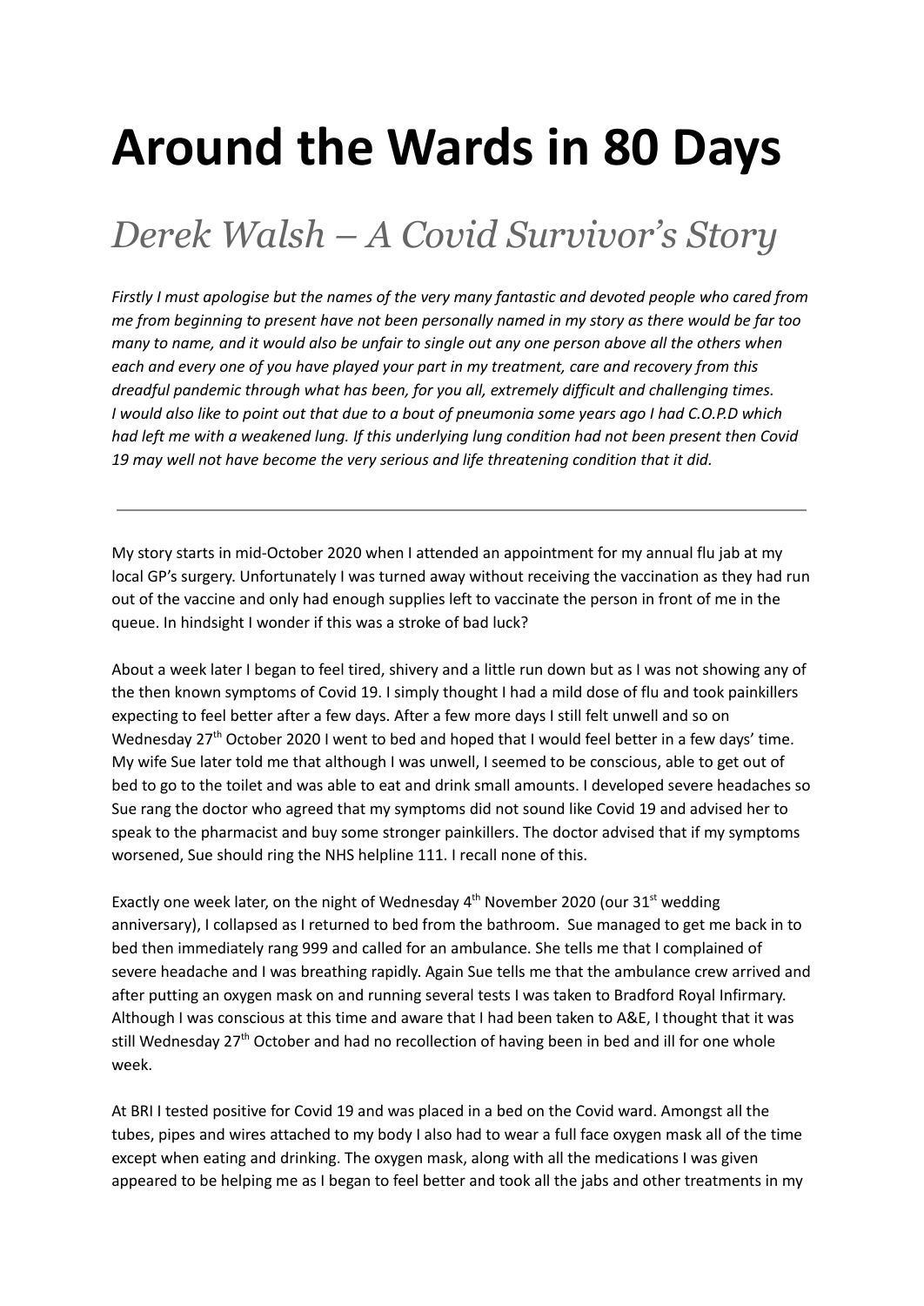# Around the Wards in 80 Days

## *Derek Walsh – A Covid Survivor's Story*

*Firstly I must apologise but the names of the very many fantastic and devoted people who cared from me from beginning to present have not been personally named in my story as there would be far too many to name, and it would also be unfair to single out any one person above all the others when each and every one of you have played your part in my treatment, care and recovery from this dreadful pandemic through what has been, for you all, extremely difficult and challenging times. I would also like to point out that due to a bout of pneumonia some years ago I had C.O.P.D which had left me with a weakened lung. If this underlying lung condition had not been present then Covid 19 may well not have become the very serious and life threatening condition that it did.*

---

My story starts in mid-October 2020 when I attended an appointment for my annual flu jab at my local GP's surgery. Unfortunately I was turned away without receiving the vaccination as they had run out of the vaccine and only had enough supplies left to vaccinate the person in front of me in the queue. In hindsight I wonder if this was a stroke of bad luck?

About a week later I began to feel tired, shivery and a little run down but as I was not showing any of the then known symptoms of Covid 19. I simply thought I had a mild dose of flu and took painkillers expecting to feel better after a few days. After a few more days I still felt unwell and so on Wednesday 27th October 2020 I went to bed and hoped that I would feel better in a few days' time. My wife Sue later told me that although I was unwell, I seemed to be conscious, able to get out of bed to go to the toilet and was able to eat and drink small amounts. I developed severe headaches so Sue rang the doctor who agreed that my symptoms did not sound like Covid 19 and advised her to speak to the pharmacist and buy some stronger painkillers. The doctor advised that if my symptoms worsened, Sue should ring the NHS helpline 111. I recall none of this.

Exactly one week later, on the night of Wednesday 4th November 2020 (our 31st wedding anniversary), I collapsed as I returned to bed from the bathroom. Sue managed to get me back in to bed then immediately rang 999 and called for an ambulance. She tells me that I complained of severe headache and I was breathing rapidly. Again Sue tells me that the ambulance crew arrived and after putting an oxygen mask on and running several tests I was taken to Bradford Royal Infirmary. Although I was conscious at this time and aware that I had been taken to A&E, I thought that it was still Wednesday 27th October and had no recollection of having been in bed and ill for one whole week.

At BRI I tested positive for Covid 19 and was placed in a bed on the Covid ward. Amongst all the tubes, pipes and wires attached to my body I also had to wear a full face oxygen mask all of the time except when eating and drinking. The oxygen mask, along with all the medications I was given appeared to be helping me as I began to feel better and took all the jabs and other treatments in my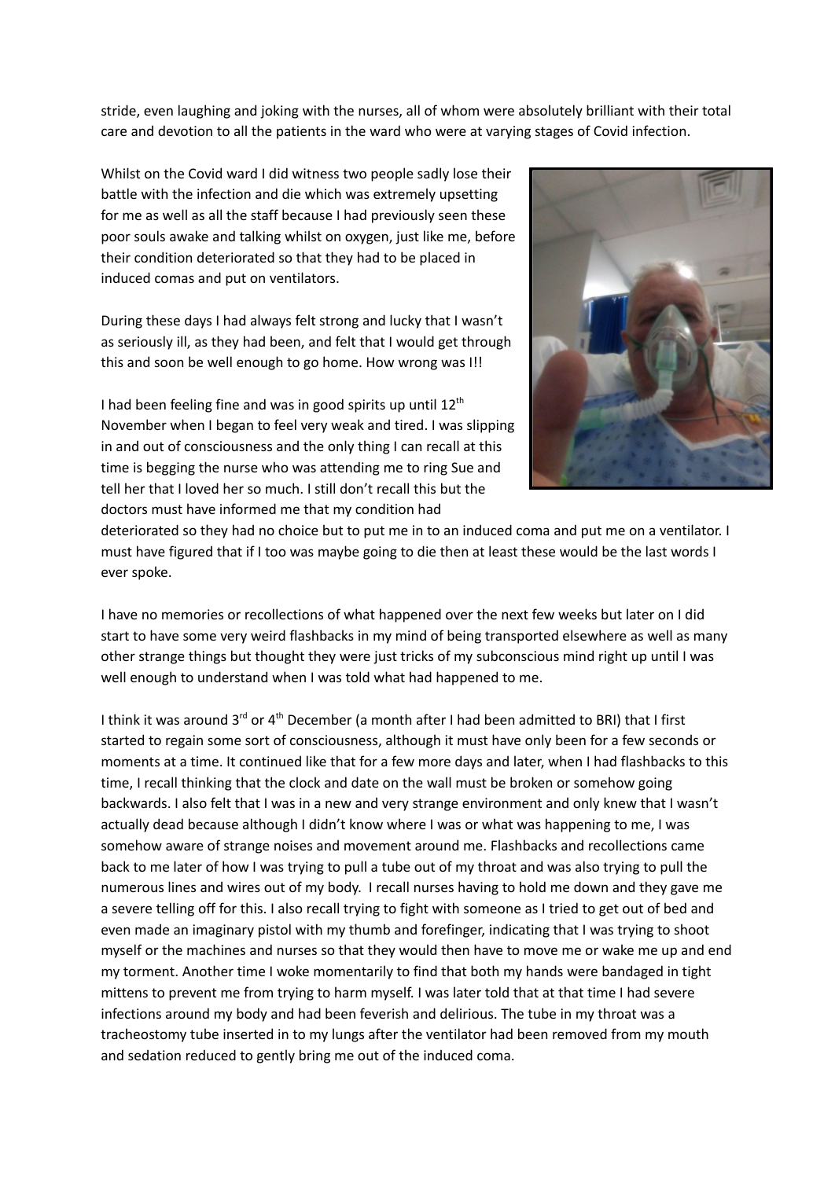stride, even laughing and joking with the nurses, all of whom were absolutely brilliant with their total care and devotion to all the patients in the ward who were at varying stages of Covid infection.

Whilst on the Covid ward I did witness two people sadly lose their battle with the infection and die which was extremely upsetting for me as well as all the staff because I had previously seen these poor souls awake and talking whilst on oxygen, just like me, before their condition deteriorated so that they had to be placed in induced comas and put on ventilators.

During these days I had always felt strong and lucky that I wasn't as seriously ill, as they had been, and felt that I would get through this and soon be well enough to go home. How wrong was I!!

I had been feeling fine and was in good spirits up until 12th November when I began to feel very weak and tired. I was slipping in and out of consciousness and the only thing I can recall at this time is begging the nurse who was attending me to ring Sue and tell her that I loved her so much. I still don't recall this but the doctors must have informed me that my condition had deteriorated so they had no choice but to put me in to an induced coma and put me on a ventilator. I must have figured that if I too was maybe going to die then at least these would be the last words I ever spoke.

I have no memories or recollections of what happened over the next few weeks but later on I did start to have some very weird flashbacks in my mind of being transported elsewhere as well as many other strange things but thought they were just tricks of my subconscious mind right up until I was well enough to understand when I was told what had happened to me.

I think it was around 3rd or 4th December (a month after I had been admitted to BRI) that I first started to regain some sort of consciousness, although it must have only been for a few seconds or moments at a time. It continued like that for a few more days and later, when I had flashbacks to this time, I recall thinking that the clock and date on the wall must be broken or somehow going backwards. I also felt that I was in a new and very strange environment and only knew that I wasn't actually dead because although I didn't know where I was or what was happening to me, I was somehow aware of strange noises and movement around me. Flashbacks and recollections came back to me later of how I was trying to pull a tube out of my throat and was also trying to pull the numerous lines and wires out of my body. I recall nurses having to hold me down and they gave me a severe telling off for this. I also recall trying to fight with someone as I tried to get out of bed and even made an imaginary pistol with my thumb and forefinger, indicating that I was trying to shoot myself or the machines and nurses so that they would then have to move me or wake me up and end my torment. Another time I woke momentarily to find that both my hands were bandaged in tight mittens to prevent me from trying to harm myself. I was later told that at that time I had severe infections around my body and had been feverish and delirious. The tube in my throat was a tracheostomy tube inserted in to my lungs after the ventilator had been removed from my mouth and sedation reduced to gently bring me out of the induced coma.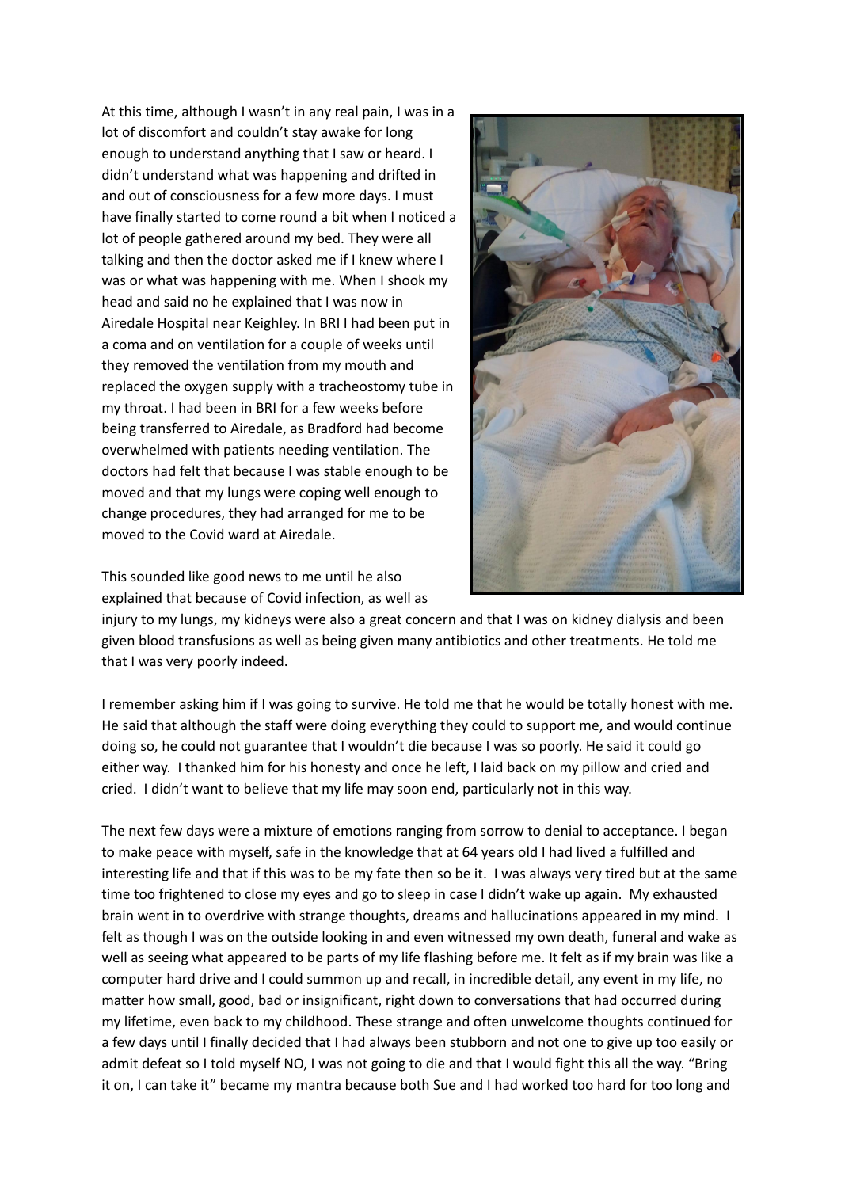At this time, although I wasn't in any real pain, I was in a lot of discomfort and couldn't stay awake for long enough to understand anything that I saw or heard. I didn't understand what was happening and drifted in and out of consciousness for a few more days. I must have finally started to come round a bit when I noticed a lot of people gathered around my bed. They were all talking and then the doctor asked me if I knew where I was or what was happening with me. When I shook my head and said no he explained that I was now in Airedale Hospital near Keighley. In BRI I had been put in a coma and on ventilation for a couple of weeks until they removed the ventilation from my mouth and replaced the oxygen supply with a tracheostomy tube in my throat. I had been in BRI for a few weeks before being transferred to Airedale, as Bradford had become overwhelmed with patients needing ventilation. The doctors had felt that because I was stable enough to be moved and that my lungs were coping well enough to change procedures, they had arranged for me to be moved to the Covid ward at Airedale.

This sounded like good news to me until he also explained that because of Covid infection, as well as injury to my lungs, my kidneys were also a great concern and that I was on kidney dialysis and been given blood transfusions as well as being given many antibiotics and other treatments. He told me that I was very poorly indeed.

I remember asking him if I was going to survive. He told me that he would be totally honest with me. He said that although the staff were doing everything they could to support me, and would continue doing so, he could not guarantee that I wouldn't die because I was so poorly. He said it could go either way. I thanked him for his honesty and once he left, I laid back on my pillow and cried and cried. I didn't want to believe that my life may soon end, particularly not in this way.

The next few days were a mixture of emotions ranging from sorrow to denial to acceptance. I began to make peace with myself, safe in the knowledge that at 64 years old I had lived a fulfilled and interesting life and that if this was to be my fate then so be it. I was always very tired but at the same time too frightened to close my eyes and go to sleep in case I didn't wake up again. My exhausted brain went in to overdrive with strange thoughts, dreams and hallucinations appeared in my mind. I felt as though I was on the outside looking in and even witnessed my own death, funeral and wake as well as seeing what appeared to be parts of my life flashing before me. It felt as if my brain was like a computer hard drive and I could summon up and recall, in incredible detail, any event in my life, no matter how small, good, bad or insignificant, right down to conversations that had occurred during my lifetime, even back to my childhood. These strange and often unwelcome thoughts continued for a few days until I finally decided that I had always been stubborn and not one to give up too easily or admit defeat so I told myself NO, I was not going to die and that I would fight this all the way. "Bring it on, I can take it" became my mantra because both Sue and I had worked too hard for too long and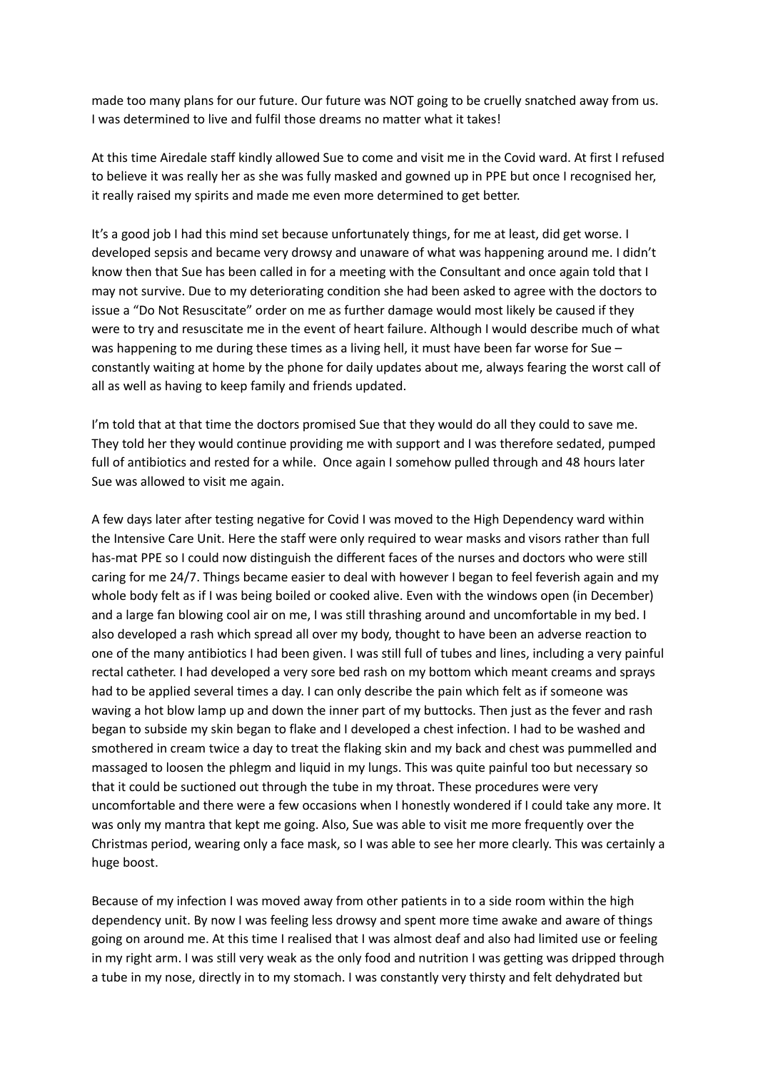made too many plans for our future. Our future was NOT going to be cruelly snatched away from us. I was determined to live and fulfil those dreams no matter what it takes!

At this time Airedale staff kindly allowed Sue to come and visit me in the Covid ward. At first I refused to believe it was really her as she was fully masked and gowned up in PPE but once I recognised her, it really raised my spirits and made me even more determined to get better.

It's a good job I had this mind set because unfortunately things, for me at least, did get worse. I developed sepsis and became very drowsy and unaware of what was happening around me. I didn't know then that Sue has been called in for a meeting with the Consultant and once again told that I may not survive. Due to my deteriorating condition she had been asked to agree with the doctors to issue a "Do Not Resuscitate" order on me as further damage would most likely be caused if they were to try and resuscitate me in the event of heart failure. Although I would describe much of what was happening to me during these times as a living hell, it must have been far worse for Sue – constantly waiting at home by the phone for daily updates about me, always fearing the worst call of all as well as having to keep family and friends updated.

I'm told that at that time the doctors promised Sue that they would do all they could to save me. They told her they would continue providing me with support and I was therefore sedated, pumped full of antibiotics and rested for a while. Once again I somehow pulled through and 48 hours later Sue was allowed to visit me again.

A few days later after testing negative for Covid I was moved to the High Dependency ward within the Intensive Care Unit. Here the staff were only required to wear masks and visors rather than full has-mat PPE so I could now distinguish the different faces of the nurses and doctors who were still caring for me 24/7. Things became easier to deal with however I began to feel feverish again and my whole body felt as if I was being boiled or cooked alive. Even with the windows open (in December) and a large fan blowing cool air on me, I was still thrashing around and uncomfortable in my bed. I also developed a rash which spread all over my body, thought to have been an adverse reaction to one of the many antibiotics I had been given. I was still full of tubes and lines, including a very painful rectal catheter. I had developed a very sore bed rash on my bottom which meant creams and sprays had to be applied several times a day. I can only describe the pain which felt as if someone was waving a hot blow lamp up and down the inner part of my buttocks. Then just as the fever and rash began to subside my skin began to flake and I developed a chest infection. I had to be washed and smothered in cream twice a day to treat the flaking skin and my back and chest was pummelled and massaged to loosen the phlegm and liquid in my lungs. This was quite painful too but necessary so that it could be suctioned out through the tube in my throat. These procedures were very uncomfortable and there were a few occasions when I honestly wondered if I could take any more. It was only my mantra that kept me going. Also, Sue was able to visit me more frequently over the Christmas period, wearing only a face mask, so I was able to see her more clearly. This was certainly a huge boost.

Because of my infection I was moved away from other patients in to a side room within the high dependency unit. By now I was feeling less drowsy and spent more time awake and aware of things going on around me. At this time I realised that I was almost deaf and also had limited use or feeling in my right arm. I was still very weak as the only food and nutrition I was getting was dripped through a tube in my nose, directly in to my stomach. I was constantly very thirsty and felt dehydrated but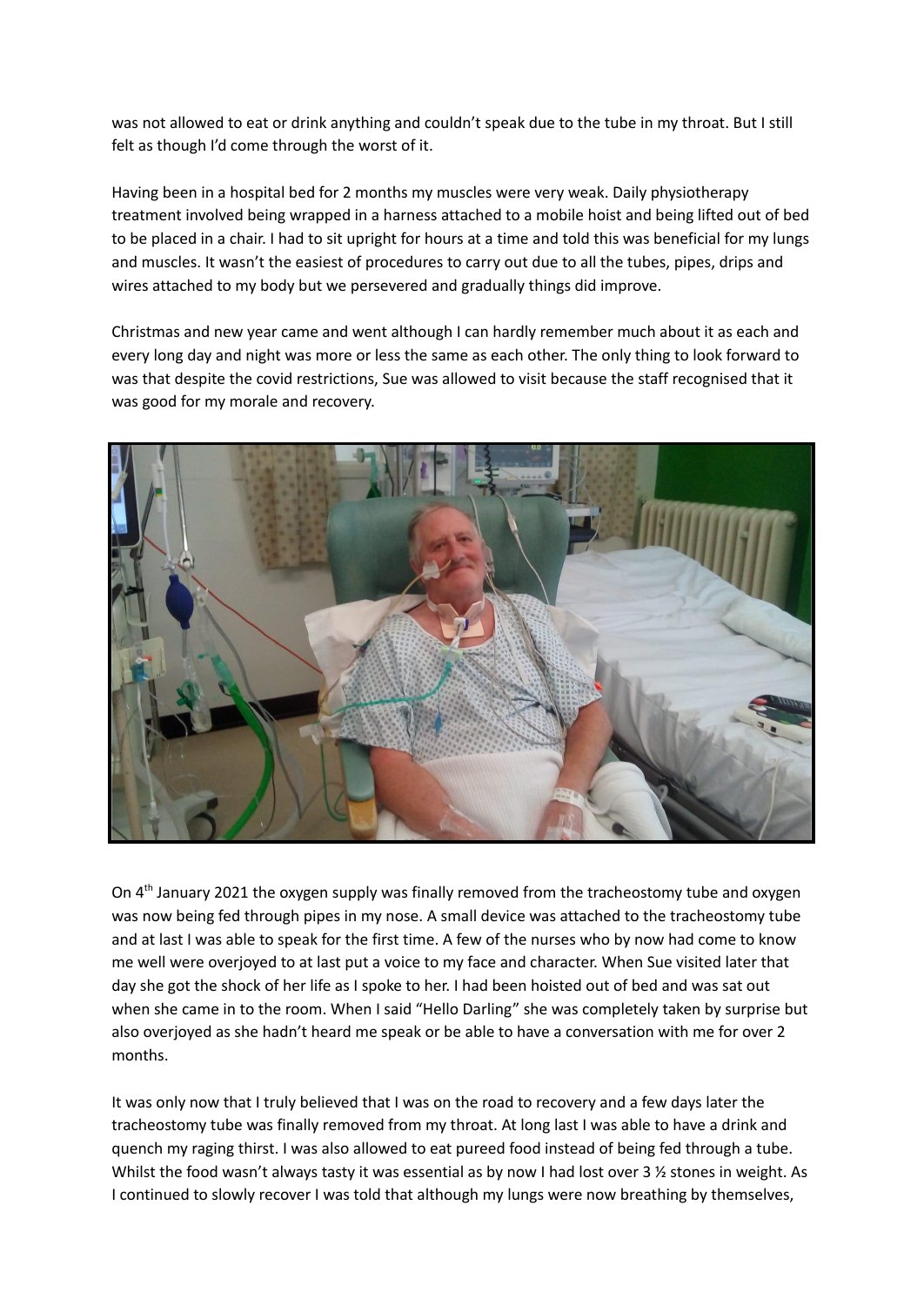was not allowed to eat or drink anything and couldn't speak due to the tube in my throat. But I still felt as though I'd come through the worst of it.

Having been in a hospital bed for 2 months my muscles were very weak. Daily physiotherapy treatment involved being wrapped in a harness attached to a mobile hoist and being lifted out of bed to be placed in a chair. I had to sit upright for hours at a time and told this was beneficial for my lungs and muscles. It wasn't the easiest of procedures to carry out due to all the tubes, pipes, drips and wires attached to my body but we persevered and gradually things did improve.

Christmas and new year came and went although I can hardly remember much about it as each and every long day and night was more or less the same as each other. The only thing to look forward to was that despite the covid restrictions, Sue was allowed to visit because the staff recognised that it was good for my morale and recovery.

On 4th January 2021 the oxygen supply was finally removed from the tracheostomy tube and oxygen was now being fed through pipes in my nose. A small device was attached to the tracheostomy tube and at last I was able to speak for the first time. A few of the nurses who by now had come to know me well were overjoyed to at last put a voice to my face and character. When Sue visited later that day she got the shock of her life as I spoke to her. I had been hoisted out of bed and was sat out when she came in to the room. When I said "Hello Darling" she was completely taken by surprise but also overjoyed as she hadn't heard me speak or be able to have a conversation with me for over 2 months.

It was only now that I truly believed that I was on the road to recovery and a few days later the tracheostomy tube was finally removed from my throat. At long last I was able to have a drink and quench my raging thirst. I was also allowed to eat pureed food instead of being fed through a tube. Whilst the food wasn't always tasty it was essential as by now I had lost over 3 ½ stones in weight. As I continued to slowly recover I was told that although my lungs were now breathing by themselves,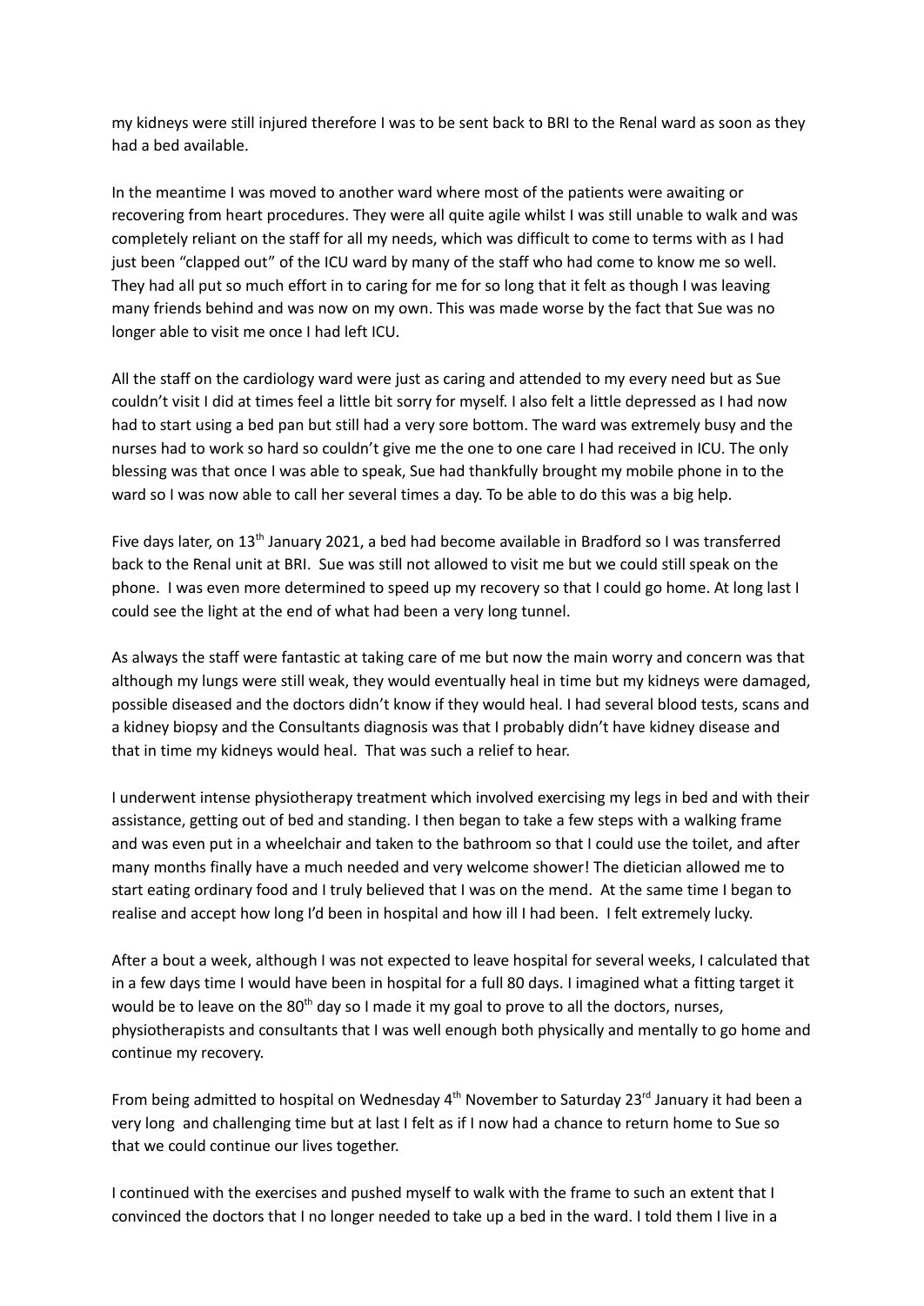my kidneys were still injured therefore I was to be sent back to BRI to the Renal ward as soon as they had a bed available.

In the meantime I was moved to another ward where most of the patients were awaiting or recovering from heart procedures. They were all quite agile whilst I was still unable to walk and was completely reliant on the staff for all my needs, which was difficult to come to terms with as I had just been "clapped out" of the ICU ward by many of the staff who had come to know me so well. They had all put so much effort in to caring for me for so long that it felt as though I was leaving many friends behind and was now on my own. This was made worse by the fact that Sue was no longer able to visit me once I had left ICU.

All the staff on the cardiology ward were just as caring and attended to my every need but as Sue couldn't visit I did at times feel a little bit sorry for myself. I also felt a little depressed as I had now had to start using a bed pan but still had a very sore bottom. The ward was extremely busy and the nurses had to work so hard so couldn't give me the one to one care I had received in ICU. The only blessing was that once I was able to speak, Sue had thankfully brought my mobile phone in to the ward so I was now able to call her several times a day. To be able to do this was a big help.

Five days later, on 13th January 2021, a bed had become available in Bradford so I was transferred back to the Renal unit at BRI. Sue was still not allowed to visit me but we could still speak on the phone. I was even more determined to speed up my recovery so that I could go home. At long last I could see the light at the end of what had been a very long tunnel.

As always the staff were fantastic at taking care of me but now the main worry and concern was that although my lungs were still weak, they would eventually heal in time but my kidneys were damaged, possible diseased and the doctors didn't know if they would heal. I had several blood tests, scans and a kidney biopsy and the Consultants diagnosis was that I probably didn't have kidney disease and that in time my kidneys would heal. That was such a relief to hear.

I underwent intense physiotherapy treatment which involved exercising my legs in bed and with their assistance, getting out of bed and standing. I then began to take a few steps with a walking frame and was even put in a wheelchair and taken to the bathroom so that I could use the toilet, and after many months finally have a much needed and very welcome shower! The dietician allowed me to start eating ordinary food and I truly believed that I was on the mend. At the same time I began to realise and accept how long I'd been in hospital and how ill I had been. I felt extremely lucky.

After a bout a week, although I was not expected to leave hospital for several weeks, I calculated that in a few days time I would have been in hospital for a full 80 days. I imagined what a fitting target it would be to leave on the 80th day so I made it my goal to prove to all the doctors, nurses, physiotherapists and consultants that I was well enough both physically and mentally to go home and continue my recovery.

From being admitted to hospital on Wednesday 4th November to Saturday 23rd January it had been a very long and challenging time but at last I felt as if I now had a chance to return home to Sue so that we could continue our lives together.

I continued with the exercises and pushed myself to walk with the frame to such an extent that I convinced the doctors that I no longer needed to take up a bed in the ward. I told them I live in a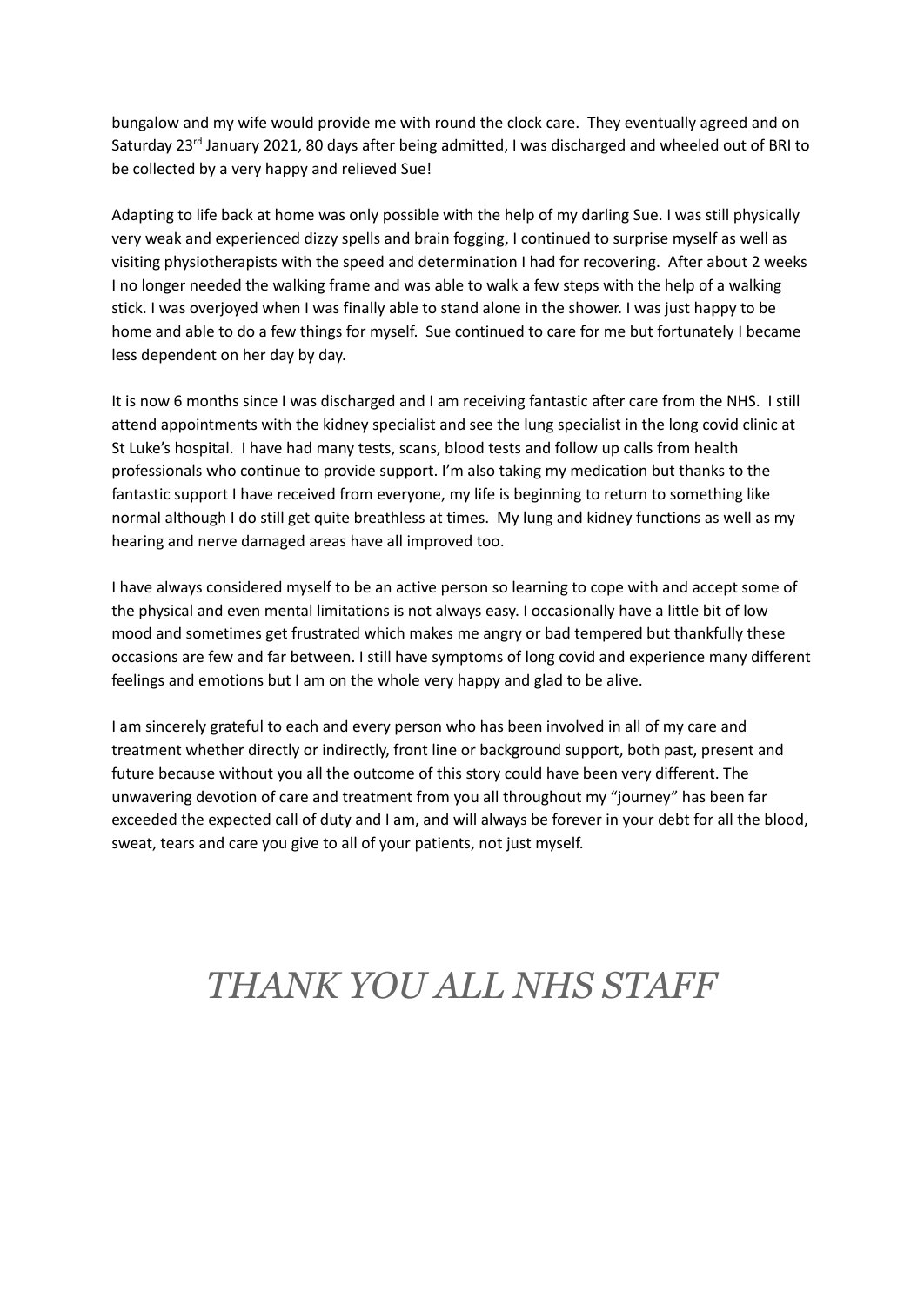bungalow and my wife would provide me with round the clock care. They eventually agreed and on Saturday 23rd January 2021, 80 days after being admitted, I was discharged and wheeled out of BRI to be collected by a very happy and relieved Sue!

Adapting to life back at home was only possible with the help of my darling Sue. I was still physically very weak and experienced dizzy spells and brain fogging, I continued to surprise myself as well as visiting physiotherapists with the speed and determination I had for recovering. After about 2 weeks I no longer needed the walking frame and was able to walk a few steps with the help of a walking stick. I was overjoyed when I was finally able to stand alone in the shower. I was just happy to be home and able to do a few things for myself. Sue continued to care for me but fortunately I became less dependent on her day by day.

It is now 6 months since I was discharged and I am receiving fantastic after care from the NHS. I still attend appointments with the kidney specialist and see the lung specialist in the long covid clinic at St Luke's hospital. I have had many tests, scans, blood tests and follow up calls from health professionals who continue to provide support. I'm also taking my medication but thanks to the fantastic support I have received from everyone, my life is beginning to return to something like normal although I do still get quite breathless at times. My lung and kidney functions as well as my hearing and nerve damaged areas have all improved too.

I have always considered myself to be an active person so learning to cope with and accept some of the physical and even mental limitations is not always easy. I occasionally have a little bit of low mood and sometimes get frustrated which makes me angry or bad tempered but thankfully these occasions are few and far between. I still have symptoms of long covid and experience many different feelings and emotions but I am on the whole very happy and glad to be alive.

I am sincerely grateful to each and every person who has been involved in all of my care and treatment whether directly or indirectly, front line or background support, both past, present and future because without you all the outcome of this story could have been very different. The unwavering devotion of care and treatment from you all throughout my "journey" has been far exceeded the expected call of duty and I am, and will always be forever in your debt for all the blood, sweat, tears and care you give to all of your patients, not just myself.

# *THANK YOU ALL NHS STAFF*